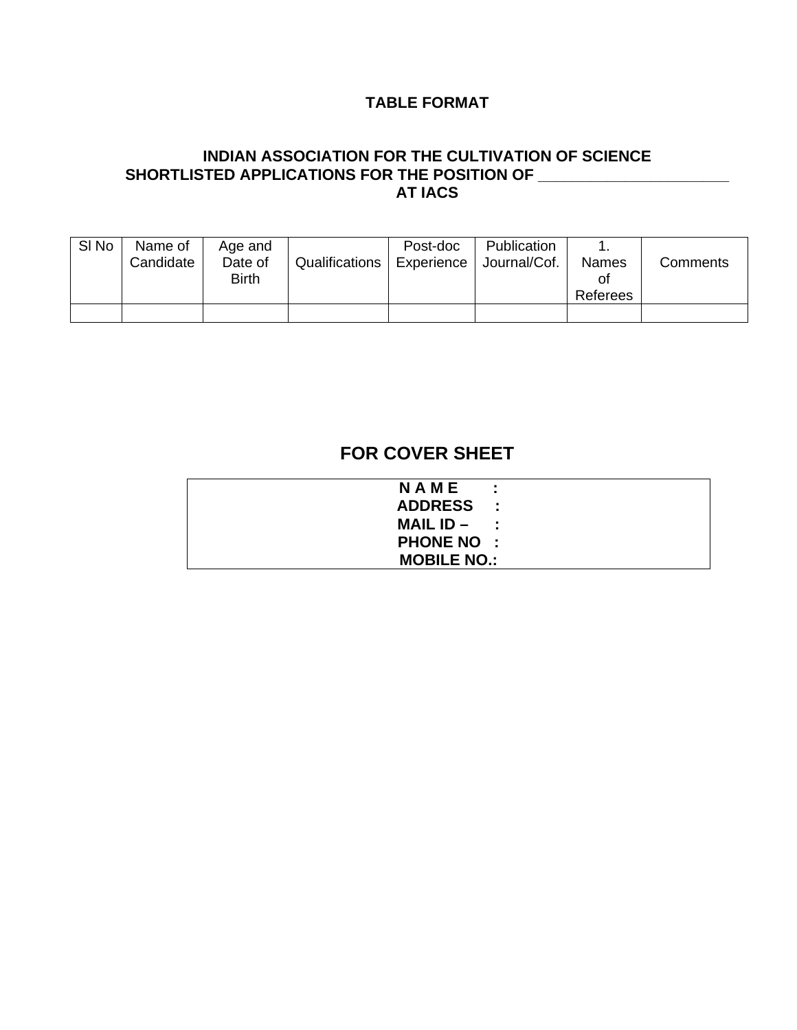## TABLE FORMAT

**INDIAN ASSOCIATION FOR THE CULTIVATION OF SCIENCE**
**SHORTLISTED APPLICATIONS FOR THE POSITION OF ______________________**
**AT IACS**

| Sl No | Name of Candidate | Age and Date of Birth | Qualifications | Post-doc Experience | Publication Journal/Cof. | 1. Names of Referees | Comments |
|---|---|---|---|---|---|---|---|
| | | | | | | | |

## FOR COVER SHEET

| **N A M E :** |
|---|
| **ADDRESS :** |
| **MAIL ID – :** |
| **PHONE NO :** |
| **MOBILE NO.:** |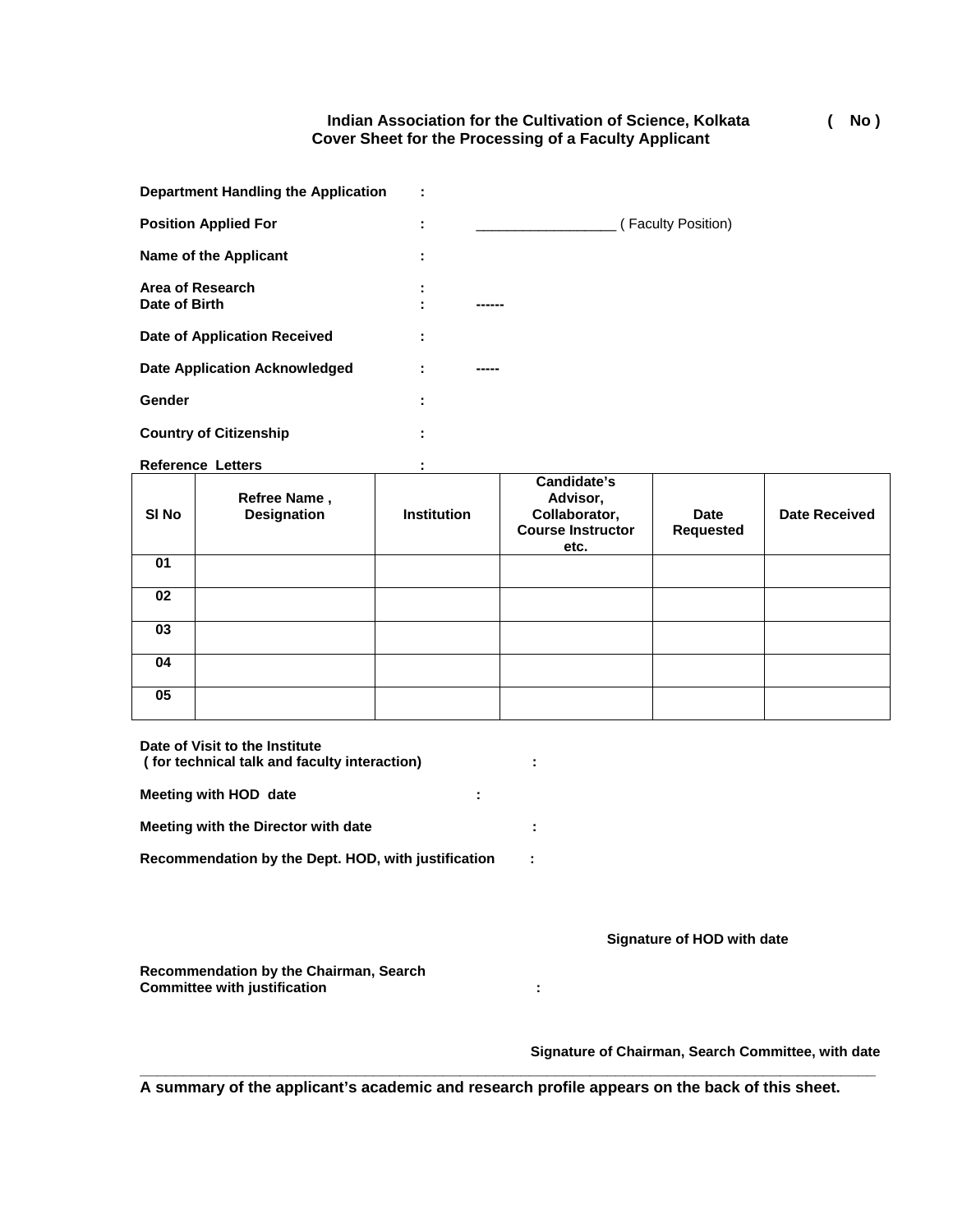**Indian Association for the Cultivation of Science, Kolkata** **( No )**

**Cover Sheet for the Processing of a Faculty Applicant**

**Department Handling the Application** :

**Position Applied For** : __________________ ( Faculty Position)

**Name of the Applicant** :

**Area of Research** :

**Date of Birth** : ------

**Date of Application Received** :

**Date Application Acknowledged** : -----

**Gender** :

**Country of Citizenship** :

**Reference Letters** :

| Sl No | Refree Name , Designation | Institution | Candidate's Advisor, Collaborator, Course Instructor etc. | Date Requested | Date Received |
|---|---|---|---|---|---|
| 01 | | | | | |
| 02 | | | | | |
| 03 | | | | | |
| 04 | | | | | |
| 05 | | | | | |

**Date of Visit to the Institute ( for technical talk and faculty interaction)** :

**Meeting with HOD date** :

**Meeting with the Director with date** :

**Recommendation by the Dept. HOD, with justification** :

**Signature of HOD with date**

**Recommendation by the Chairman, Search Committee with justification** :

**Signature of Chairman, Search Committee, with date**

---

**A summary of the applicant's academic and research profile appears on the back of this sheet.**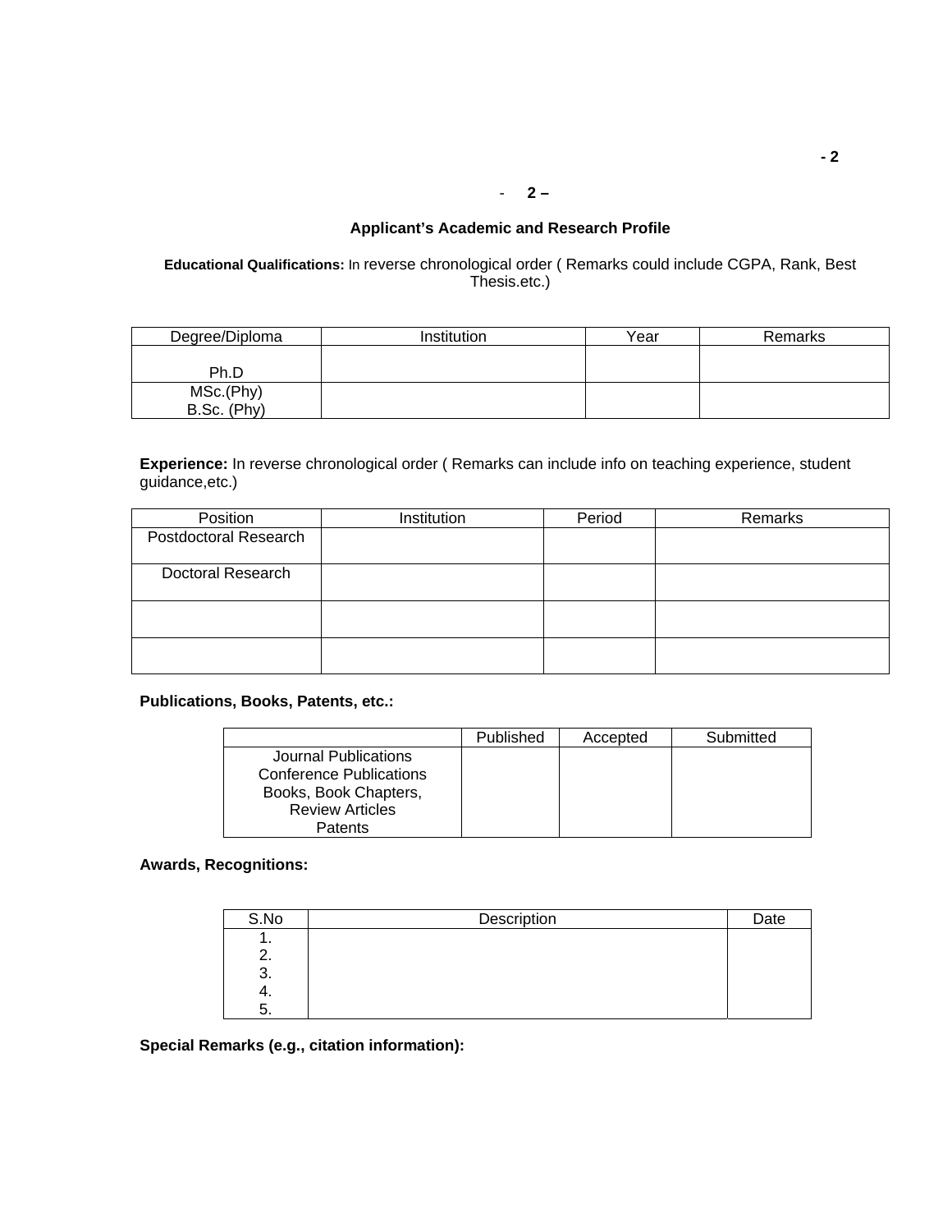## Applicant's Academic and Research Profile

**Educational Qualifications:** In reverse chronological order ( Remarks could include CGPA, Rank, Best Thesis.etc.)

| Degree/Diploma | Institution | Year | Remarks |
|---|---|---|---|
| Ph.D | | | |
| MSc.(Phy)<br>B.Sc. (Phy) | | | |

**Experience:** In reverse chronological order ( Remarks can include info on teaching experience, student guidance,etc.)

| Position | Institution | Period | Remarks |
|---|---|---|---|
| Postdoctoral Research | | | |
| Doctoral Research | | | |
| | | | |
| | | | |

**Publications, Books, Patents, etc.:**

| | Published | Accepted | Submitted |
|---|---|---|---|
| Journal Publications<br>Conference Publications<br>Books, Book Chapters,<br>Review Articles<br>Patents | | | |

**Awards, Recognitions:**

| S.No | Description | Date |
|---|---|---|
| 1.<br>2.<br>3.<br>4.<br>5. | | |

**Special Remarks (e.g., citation information):**